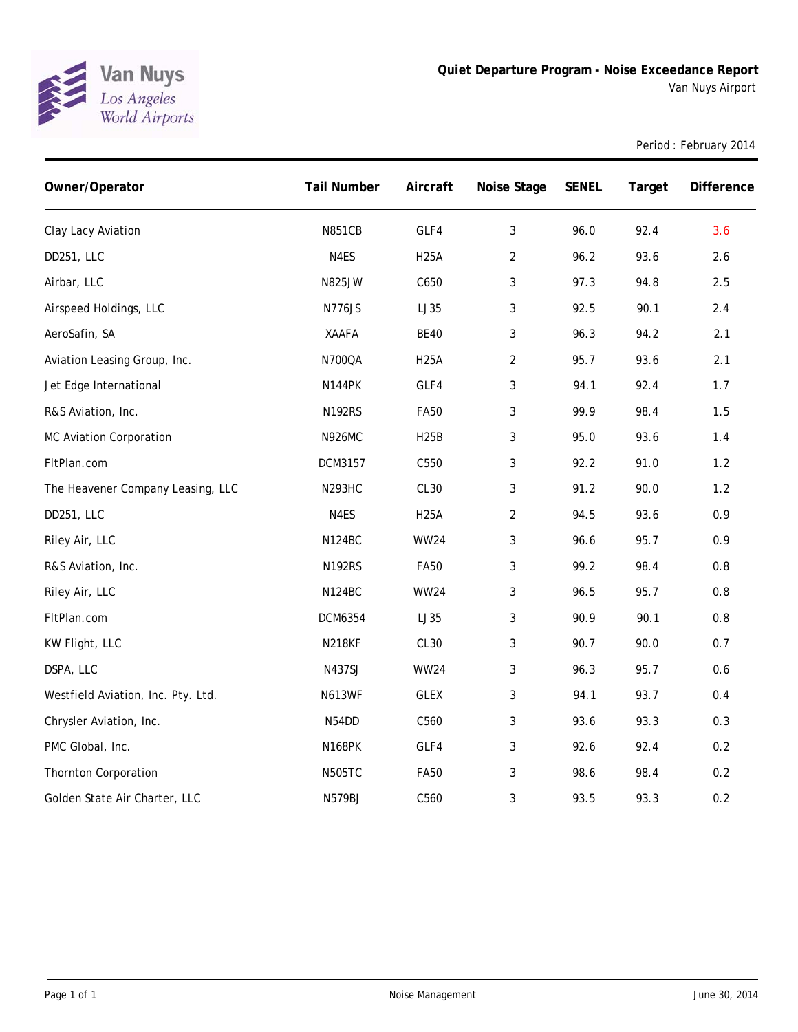Van Nuys
Los Angeles
World Airports

# Quiet Departure Program - Noise Exceedance Report

Van Nuys Airport

Period : February 2014

| Owner/Operator | Tail Number | Aircraft | Noise Stage | SENEL | Target | Difference |
|---|---|---|---|---|---|---|
| Clay Lacy Aviation | N851CB | GLF4 | 3 | 96.0 | 92.4 | 3.6 |
| DD251, LLC | N4ES | H25A | 2 | 96.2 | 93.6 | 2.6 |
| Airbar, LLC | N825JW | C650 | 3 | 97.3 | 94.8 | 2.5 |
| Airspeed Holdings, LLC | N776JS | LJ35 | 3 | 92.5 | 90.1 | 2.4 |
| AeroSafin, SA | XAAFA | BE40 | 3 | 96.3 | 94.2 | 2.1 |
| Aviation Leasing Group, Inc. | N700QA | H25A | 2 | 95.7 | 93.6 | 2.1 |
| Jet Edge International | N144PK | GLF4 | 3 | 94.1 | 92.4 | 1.7 |
| R&S Aviation, Inc. | N192RS | FA50 | 3 | 99.9 | 98.4 | 1.5 |
| MC Aviation Corporation | N926MC | H25B | 3 | 95.0 | 93.6 | 1.4 |
| FltPlan.com | DCM3157 | C550 | 3 | 92.2 | 91.0 | 1.2 |
| The Heavener Company Leasing, LLC | N293HC | CL30 | 3 | 91.2 | 90.0 | 1.2 |
| DD251, LLC | N4ES | H25A | 2 | 94.5 | 93.6 | 0.9 |
| Riley Air, LLC | N124BC | WW24 | 3 | 96.6 | 95.7 | 0.9 |
| R&S Aviation, Inc. | N192RS | FA50 | 3 | 99.2 | 98.4 | 0.8 |
| Riley Air, LLC | N124BC | WW24 | 3 | 96.5 | 95.7 | 0.8 |
| FltPlan.com | DCM6354 | LJ35 | 3 | 90.9 | 90.1 | 0.8 |
| KW Flight, LLC | N218KF | CL30 | 3 | 90.7 | 90.0 | 0.7 |
| DSPA, LLC | N437SJ | WW24 | 3 | 96.3 | 95.7 | 0.6 |
| Westfield Aviation, Inc. Pty. Ltd. | N613WF | GLEX | 3 | 94.1 | 93.7 | 0.4 |
| Chrysler Aviation, Inc. | N54DD | C560 | 3 | 93.6 | 93.3 | 0.3 |
| PMC Global, Inc. | N168PK | GLF4 | 3 | 92.6 | 92.4 | 0.2 |
| Thornton Corporation | N505TC | FA50 | 3 | 98.6 | 98.4 | 0.2 |
| Golden State Air Charter, LLC | N579BJ | C560 | 3 | 93.5 | 93.3 | 0.2 |

Noise Management

June 30, 2014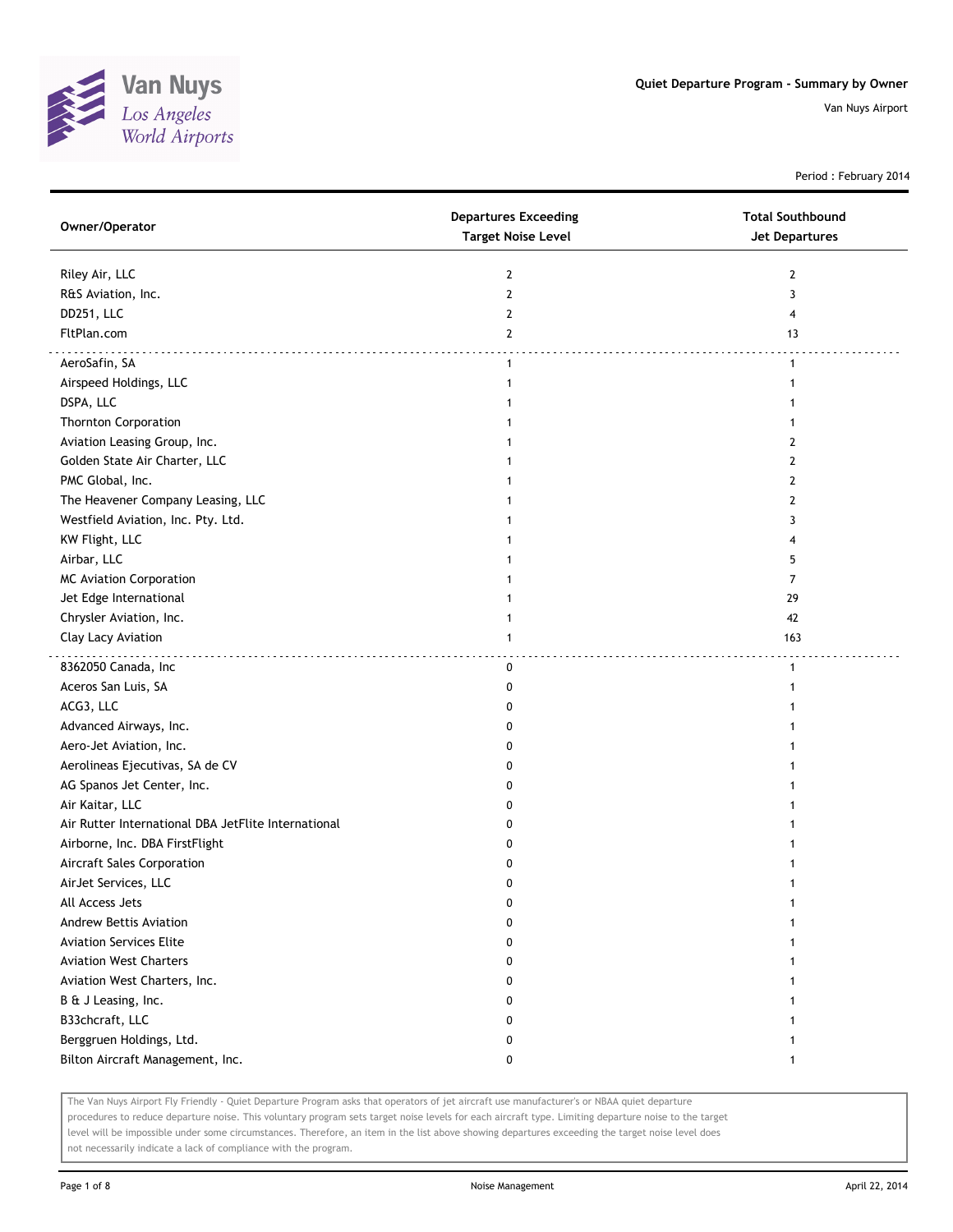Van Nuys
Los Angeles
World Airports

**Quiet Departure Program - Summary by Owner**

Van Nuys Airport

Period : February 2014

| Owner/Operator | Departures Exceeding Target Noise Level | Total Southbound Jet Departures |
|---|---|---|
| Riley Air, LLC | 2 | 2 |
| R&S Aviation, Inc. | 2 | 3 |
| DD251, LLC | 2 | 4 |
| FltPlan.com | 2 | 13 |
| AeroSafin, SA | 1 | 1 |
| Airspeed Holdings, LLC | 1 | 1 |
| DSPA, LLC | 1 | 1 |
| Thornton Corporation | 1 | 1 |
| Aviation Leasing Group, Inc. | 1 | 2 |
| Golden State Air Charter, LLC | 1 | 2 |
| PMC Global, Inc. | 1 | 2 |
| The Heavener Company Leasing, LLC | 1 | 2 |
| Westfield Aviation, Inc. Pty. Ltd. | 1 | 3 |
| KW Flight, LLC | 1 | 4 |
| Airbar, LLC | 1 | 5 |
| MC Aviation Corporation | 1 | 7 |
| Jet Edge International | 1 | 29 |
| Chrysler Aviation, Inc. | 1 | 42 |
| Clay Lacy Aviation | 1 | 163 |
| 8362050 Canada, Inc | 0 | 1 |
| Aceros San Luis, SA | 0 | 1 |
| ACG3, LLC | 0 | 1 |
| Advanced Airways, Inc. | 0 | 1 |
| Aero-Jet Aviation, Inc. | 0 | 1 |
| Aerolineas Ejecutivas, SA de CV | 0 | 1 |
| AG Spanos Jet Center, Inc. | 0 | 1 |
| Air Kaitar, LLC | 0 | 1 |
| Air Rutter International DBA JetFlite International | 0 | 1 |
| Airborne, Inc. DBA FirstFlight | 0 | 1 |
| Aircraft Sales Corporation | 0 | 1 |
| AirJet Services, LLC | 0 | 1 |
| All Access Jets | 0 | 1 |
| Andrew Bettis Aviation | 0 | 1 |
| Aviation Services Elite | 0 | 1 |
| Aviation West Charters | 0 | 1 |
| Aviation West Charters, Inc. | 0 | 1 |
| B & J Leasing, Inc. | 0 | 1 |
| B33chcraft, LLC | 0 | 1 |
| Berggruen Holdings, Ltd. | 0 | 1 |
| Bilton Aircraft Management, Inc. | 0 | 1 |

The Van Nuys Airport Fly Friendly - Quiet Departure Program asks that operators of jet aircraft use manufacturer's or NBAA quiet departure procedures to reduce departure noise. This voluntary program sets target noise levels for each aircraft type. Limiting departure noise to the target level will be impossible under some circumstances. Therefore, an item in the list above showing departures exceeding the target noise level does not necessarily indicate a lack of compliance with the program.

Noise Management

April 22, 2014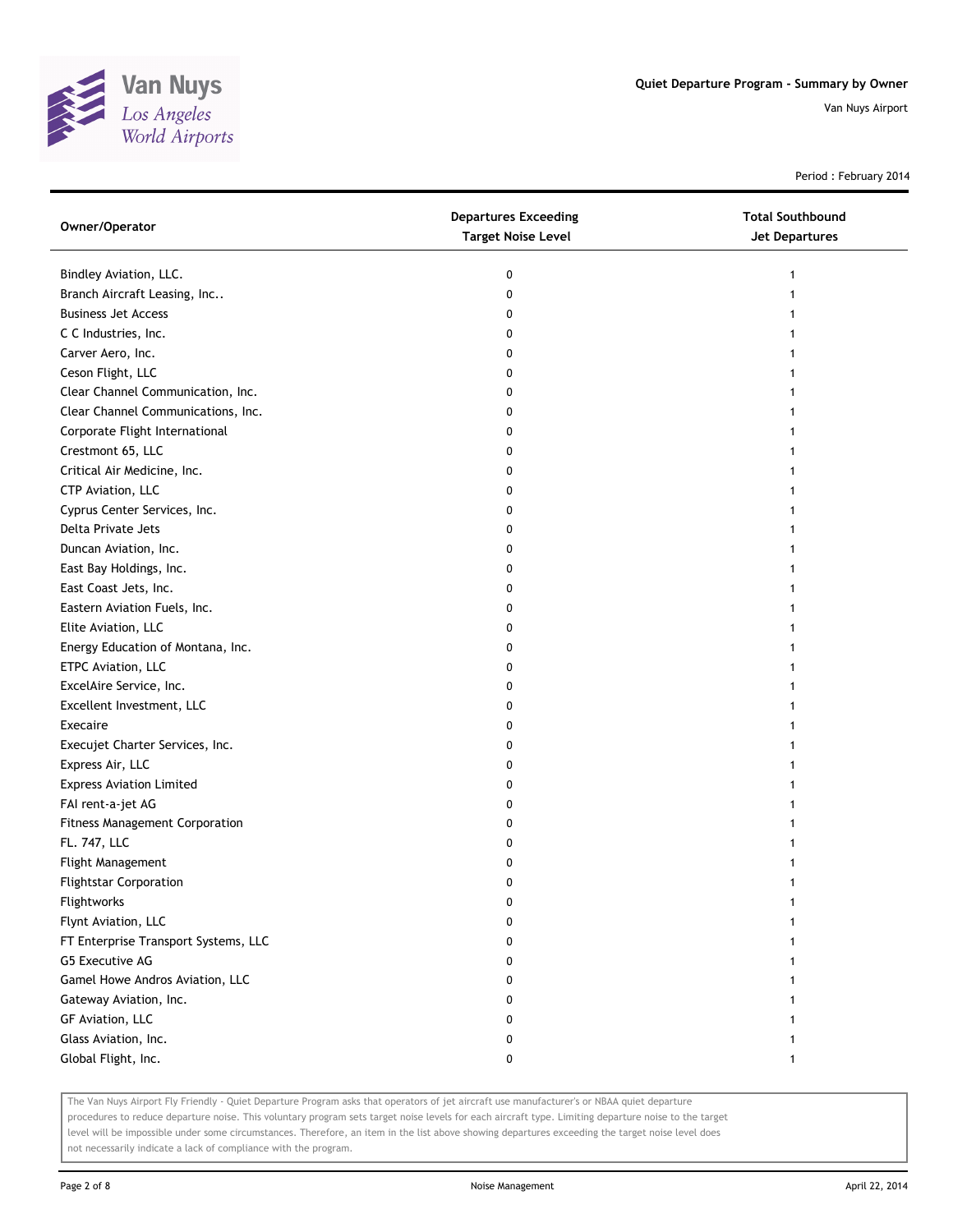## Quiet Departure Program - Summary by Owner

Van Nuys Airport

Period : February 2014

| Owner/Operator | Departures Exceeding Target Noise Level | Total Southbound Jet Departures |
|---|---|---|
| Bindley Aviation, LLC. | 0 | 1 |
| Branch Aircraft Leasing, Inc.. | 0 | 1 |
| Business Jet Access | 0 | 1 |
| C C Industries, Inc. | 0 | 1 |
| Carver Aero, Inc. | 0 | 1 |
| Ceson Flight, LLC | 0 | 1 |
| Clear Channel Communication, Inc. | 0 | 1 |
| Clear Channel Communications, Inc. | 0 | 1 |
| Corporate Flight International | 0 | 1 |
| Crestmont 65, LLC | 0 | 1 |
| Critical Air Medicine, Inc. | 0 | 1 |
| CTP Aviation, LLC | 0 | 1 |
| Cyprus Center Services, Inc. | 0 | 1 |
| Delta Private Jets | 0 | 1 |
| Duncan Aviation, Inc. | 0 | 1 |
| East Bay Holdings, Inc. | 0 | 1 |
| East Coast Jets, Inc. | 0 | 1 |
| Eastern Aviation Fuels, Inc. | 0 | 1 |
| Elite Aviation, LLC | 0 | 1 |
| Energy Education of Montana, Inc. | 0 | 1 |
| ETPC Aviation, LLC | 0 | 1 |
| ExcelAire Service, Inc. | 0 | 1 |
| Excellent Investment, LLC | 0 | 1 |
| Execaire | 0 | 1 |
| Execujet Charter Services, Inc. | 0 | 1 |
| Express Air, LLC | 0 | 1 |
| Express Aviation Limited | 0 | 1 |
| FAI rent-a-jet AG | 0 | 1 |
| Fitness Management Corporation | 0 | 1 |
| FL. 747, LLC | 0 | 1 |
| Flight Management | 0 | 1 |
| Flightstar Corporation | 0 | 1 |
| Flightworks | 0 | 1 |
| Flynt Aviation, LLC | 0 | 1 |
| FT Enterprise Transport Systems, LLC | 0 | 1 |
| G5 Executive AG | 0 | 1 |
| Gamel Howe Andros Aviation, LLC | 0 | 1 |
| Gateway Aviation, Inc. | 0 | 1 |
| GF Aviation, LLC | 0 | 1 |
| Glass Aviation, Inc. | 0 | 1 |
| Global Flight, Inc. | 0 | 1 |

The Van Nuys Airport Fly Friendly - Quiet Departure Program asks that operators of jet aircraft use manufacturer's or NBAA quiet departure procedures to reduce departure noise. This voluntary program sets target noise levels for each aircraft type. Limiting departure noise to the target level will be impossible under some circumstances. Therefore, an item in the list above showing departures exceeding the target noise level does not necessarily indicate a lack of compliance with the program.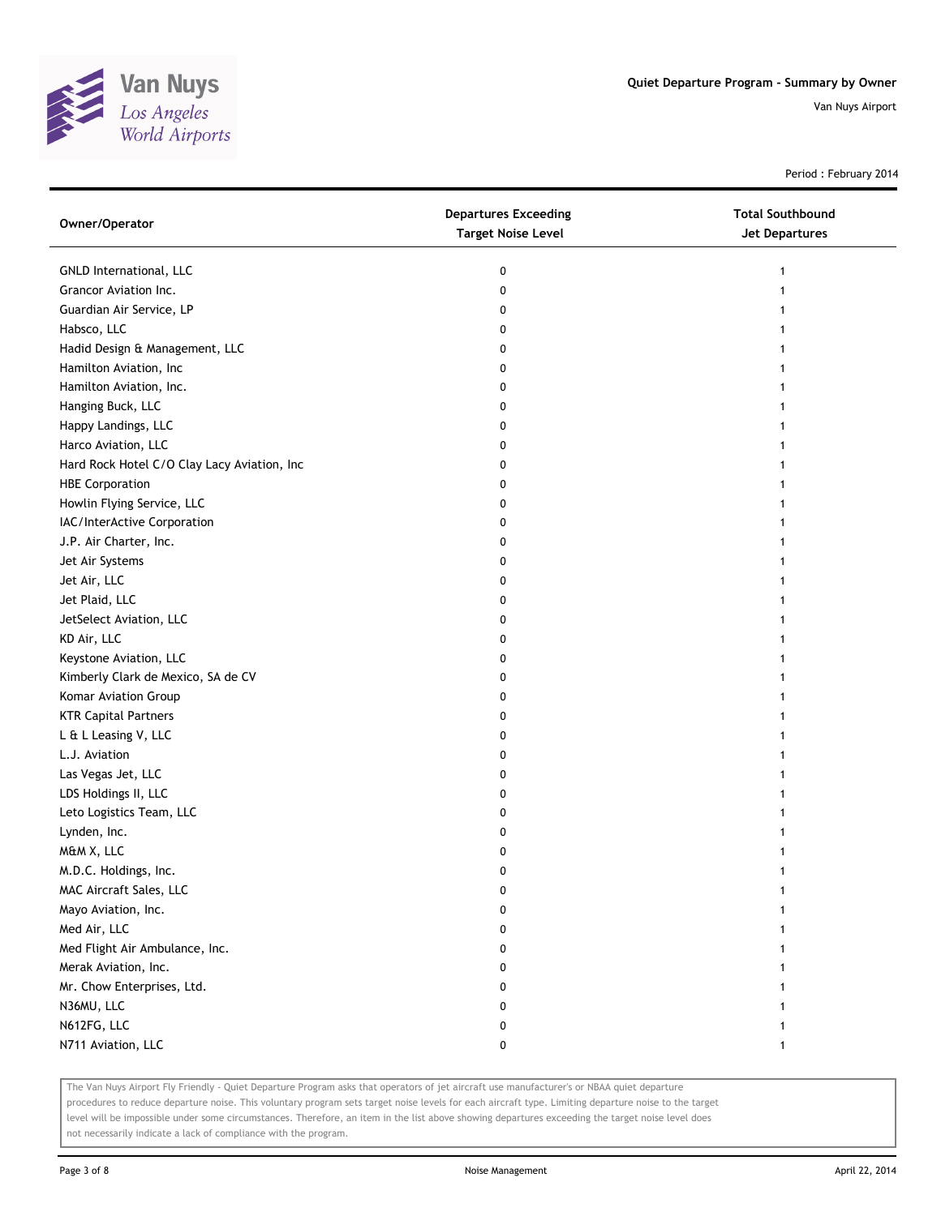# Quiet Departure Program - Summary by Owner

Van Nuys Airport

Period : February 2014

| Owner/Operator | Departures Exceeding Target Noise Level | Total Southbound Jet Departures |
|---|---|---|
| GNLD International, LLC | 0 | 1 |
| Grancor Aviation Inc. | 0 | 1 |
| Guardian Air Service, LP | 0 | 1 |
| Habsco, LLC | 0 | 1 |
| Hadid Design & Management, LLC | 0 | 1 |
| Hamilton Aviation, Inc | 0 | 1 |
| Hamilton Aviation, Inc. | 0 | 1 |
| Hanging Buck, LLC | 0 | 1 |
| Happy Landings, LLC | 0 | 1 |
| Harco Aviation, LLC | 0 | 1 |
| Hard Rock Hotel C/O Clay Lacy Aviation, Inc | 0 | 1 |
| HBE Corporation | 0 | 1 |
| Howlin Flying Service, LLC | 0 | 1 |
| IAC/InterActive Corporation | 0 | 1 |
| J.P. Air Charter, Inc. | 0 | 1 |
| Jet Air Systems | 0 | 1 |
| Jet Air, LLC | 0 | 1 |
| Jet Plaid, LLC | 0 | 1 |
| JetSelect Aviation, LLC | 0 | 1 |
| KD Air, LLC | 0 | 1 |
| Keystone Aviation, LLC | 0 | 1 |
| Kimberly Clark de Mexico, SA de CV | 0 | 1 |
| Komar Aviation Group | 0 | 1 |
| KTR Capital Partners | 0 | 1 |
| L & L Leasing V, LLC | 0 | 1 |
| L.J. Aviation | 0 | 1 |
| Las Vegas Jet, LLC | 0 | 1 |
| LDS Holdings II, LLC | 0 | 1 |
| Leto Logistics Team, LLC | 0 | 1 |
| Lynden, Inc. | 0 | 1 |
| M&M X, LLC | 0 | 1 |
| M.D.C. Holdings, Inc. | 0 | 1 |
| MAC Aircraft Sales, LLC | 0 | 1 |
| Mayo Aviation, Inc. | 0 | 1 |
| Med Air, LLC | 0 | 1 |
| Med Flight Air Ambulance, Inc. | 0 | 1 |
| Merak Aviation, Inc. | 0 | 1 |
| Mr. Chow Enterprises, Ltd. | 0 | 1 |
| N36MU, LLC | 0 | 1 |
| N612FG, LLC | 0 | 1 |
| N711 Aviation, LLC | 0 | 1 |

The Van Nuys Airport Fly Friendly - Quiet Departure Program asks that operators of jet aircraft use manufacturer's or NBAA quiet departure procedures to reduce departure noise. This voluntary program sets target noise levels for each aircraft type. Limiting departure noise to the target level will be impossible under some circumstances. Therefore, an item in the list above showing departures exceeding the target noise level does not necessarily indicate a lack of compliance with the program.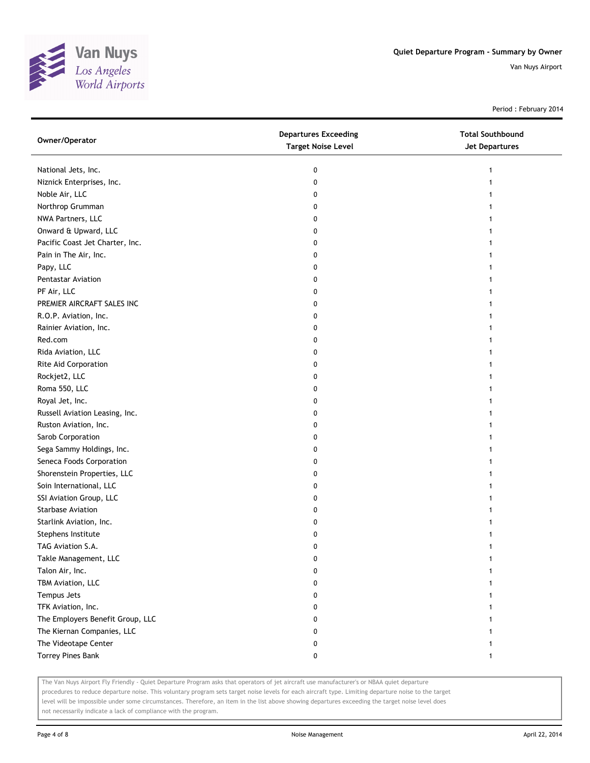| Owner/Operator | Departures Exceeding Target Noise Level | Total Southbound Jet Departures |
|---|---|---|
| National Jets, Inc. | 0 | 1 |
| Niznick Enterprises, Inc. | 0 | 1 |
| Noble Air, LLC | 0 | 1 |
| Northrop Grumman | 0 | 1 |
| NWA Partners, LLC | 0 | 1 |
| Onward & Upward, LLC | 0 | 1 |
| Pacific Coast Jet Charter, Inc. | 0 | 1 |
| Pain in The Air, Inc. | 0 | 1 |
| Papy, LLC | 0 | 1 |
| Pentastar Aviation | 0 | 1 |
| PF Air, LLC | 0 | 1 |
| PREMIER AIRCRAFT SALES INC | 0 | 1 |
| R.O.P. Aviation, Inc. | 0 | 1 |
| Rainier Aviation, Inc. | 0 | 1 |
| Red.com | 0 | 1 |
| Rida Aviation, LLC | 0 | 1 |
| Rite Aid Corporation | 0 | 1 |
| Rockjet2, LLC | 0 | 1 |
| Roma 550, LLC | 0 | 1 |
| Royal Jet, Inc. | 0 | 1 |
| Russell Aviation Leasing, Inc. | 0 | 1 |
| Ruston Aviation, Inc. | 0 | 1 |
| Sarob Corporation | 0 | 1 |
| Sega Sammy Holdings, Inc. | 0 | 1 |
| Seneca Foods Corporation | 0 | 1 |
| Shorenstein Properties, LLC | 0 | 1 |
| Soin International, LLC | 0 | 1 |
| SSI Aviation Group, LLC | 0 | 1 |
| Starbase Aviation | 0 | 1 |
| Starlink Aviation, Inc. | 0 | 1 |
| Stephens Institute | 0 | 1 |
| TAG Aviation S.A. | 0 | 1 |
| Takle Management, LLC | 0 | 1 |
| Talon Air, Inc. | 0 | 1 |
| TBM Aviation, LLC | 0 | 1 |
| Tempus Jets | 0 | 1 |
| TFK Aviation, Inc. | 0 | 1 |
| The Employers Benefit Group, LLC | 0 | 1 |
| The Kiernan Companies, LLC | 0 | 1 |
| The Videotape Center | 0 | 1 |
| Torrey Pines Bank | 0 | 1 |

The Van Nuys Airport Fly Friendly - Quiet Departure Program asks that operators of jet aircraft use manufacturer's or NBAA quiet departure procedures to reduce departure noise. This voluntary program sets target noise levels for each aircraft type. Limiting departure noise to the target level will be impossible under some circumstances. Therefore, an item in the list above showing departures exceeding the target noise level does not necessarily indicate a lack of compliance with the program.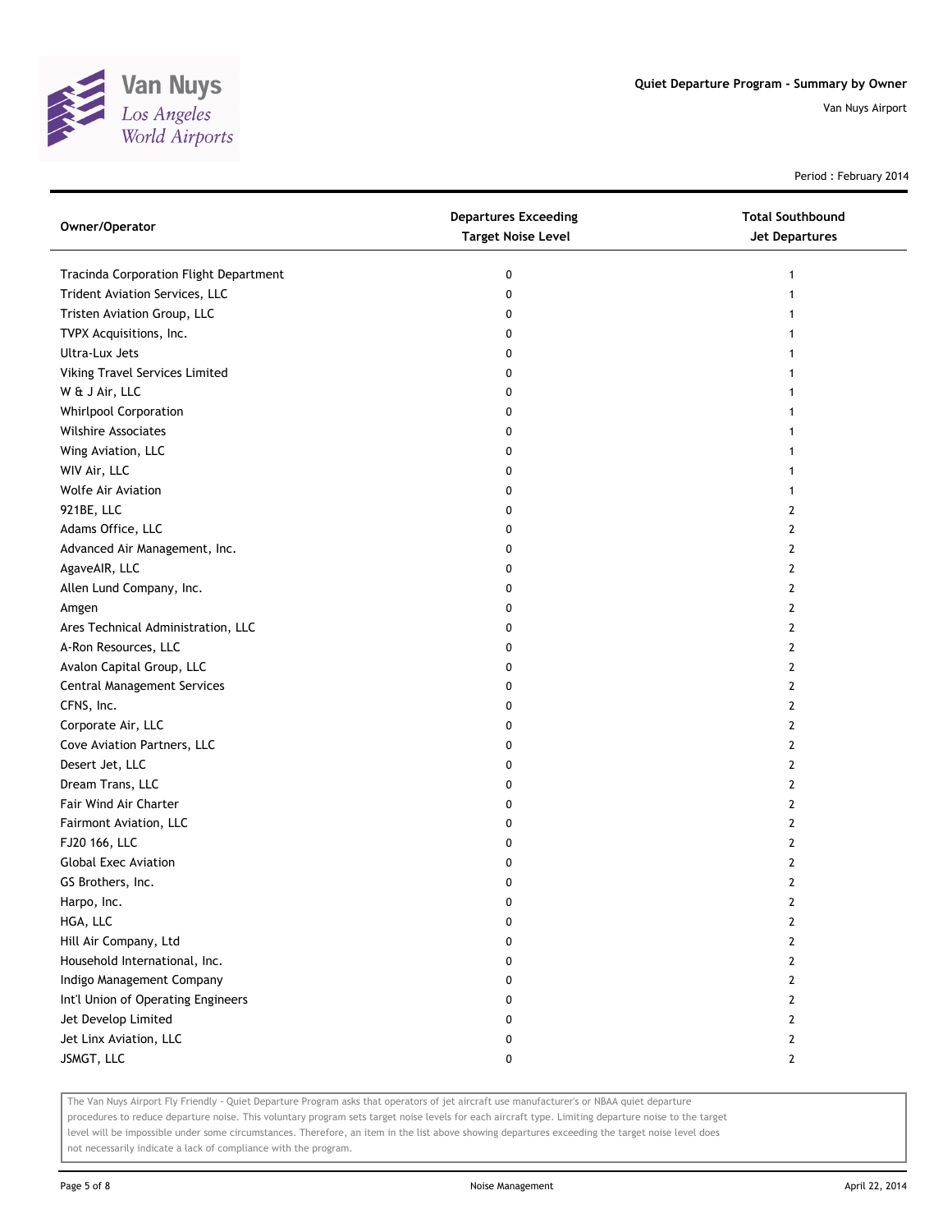# Quiet Departure Program - Summary by Owner

Van Nuys Airport

Period : February 2014

| Owner/Operator | Departures Exceeding Target Noise Level | Total Southbound Jet Departures |
|---|---|---|
| Tracinda Corporation Flight Department | 0 | 1 |
| Trident Aviation Services, LLC | 0 | 1 |
| Tristen Aviation Group, LLC | 0 | 1 |
| TVPX Acquisitions, Inc. | 0 | 1 |
| Ultra-Lux Jets | 0 | 1 |
| Viking Travel Services Limited | 0 | 1 |
| W & J Air, LLC | 0 | 1 |
| Whirlpool Corporation | 0 | 1 |
| Wilshire Associates | 0 | 1 |
| Wing Aviation, LLC | 0 | 1 |
| WIV Air, LLC | 0 | 1 |
| Wolfe Air Aviation | 0 | 1 |
| 921BE, LLC | 0 | 2 |
| Adams Office, LLC | 0 | 2 |
| Advanced Air Management, Inc. | 0 | 2 |
| AgaveAIR, LLC | 0 | 2 |
| Allen Lund Company, Inc. | 0 | 2 |
| Amgen | 0 | 2 |
| Ares Technical Administration, LLC | 0 | 2 |
| A-Ron Resources, LLC | 0 | 2 |
| Avalon Capital Group, LLC | 0 | 2 |
| Central Management Services | 0 | 2 |
| CFNS, Inc. | 0 | 2 |
| Corporate Air, LLC | 0 | 2 |
| Cove Aviation Partners, LLC | 0 | 2 |
| Desert Jet, LLC | 0 | 2 |
| Dream Trans, LLC | 0 | 2 |
| Fair Wind Air Charter | 0 | 2 |
| Fairmont Aviation, LLC | 0 | 2 |
| FJ20 166, LLC | 0 | 2 |
| Global Exec Aviation | 0 | 2 |
| GS Brothers, Inc. | 0 | 2 |
| Harpo, Inc. | 0 | 2 |
| HGA, LLC | 0 | 2 |
| Hill Air Company, Ltd | 0 | 2 |
| Household International, Inc. | 0 | 2 |
| Indigo Management Company | 0 | 2 |
| Int'l Union of Operating Engineers | 0 | 2 |
| Jet Develop Limited | 0 | 2 |
| Jet Linx Aviation, LLC | 0 | 2 |
| JSMGT, LLC | 0 | 2 |

The Van Nuys Airport Fly Friendly - Quiet Departure Program asks that operators of jet aircraft use manufacturer's or NBAA quiet departure procedures to reduce departure noise. This voluntary program sets target noise levels for each aircraft type. Limiting departure noise to the target level will be impossible under some circumstances. Therefore, an item in the list above showing departures exceeding the target noise level does not necessarily indicate a lack of compliance with the program.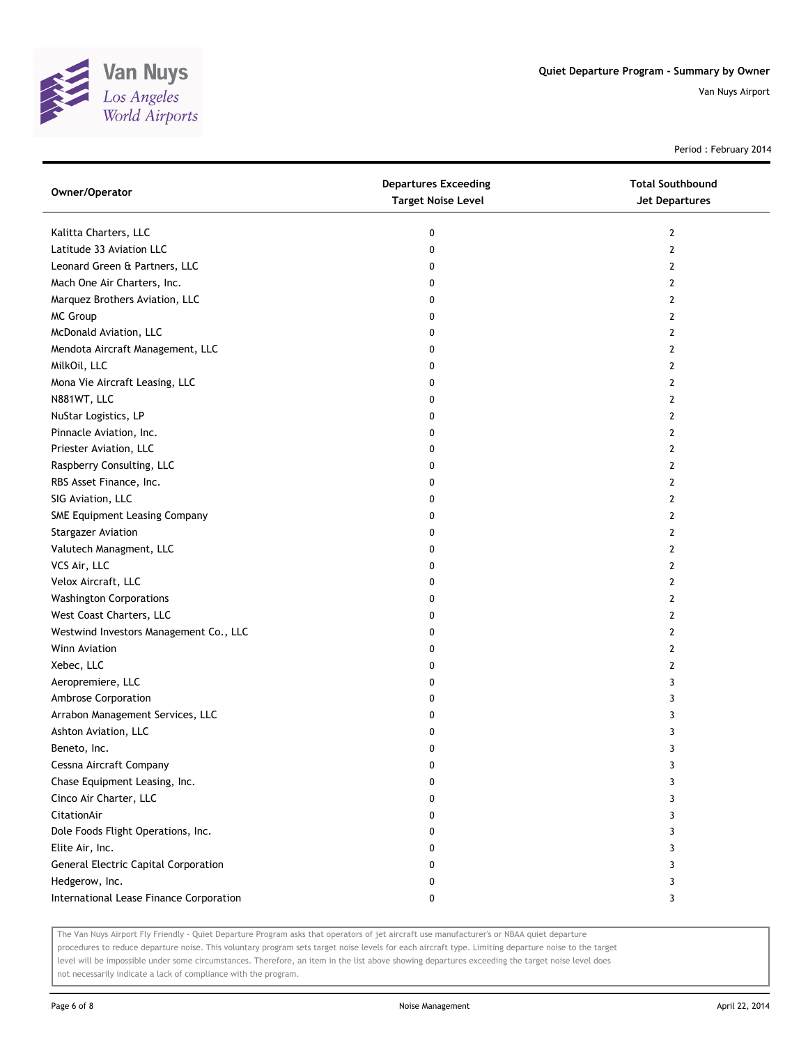# Quiet Departure Program - Summary by Owner

Van Nuys Airport

Period : February 2014

| Owner/Operator | Departures Exceeding Target Noise Level | Total Southbound Jet Departures |
|---|---|---|
| Kalitta Charters, LLC | 0 | 2 |
| Latitude 33 Aviation LLC | 0 | 2 |
| Leonard Green & Partners, LLC | 0 | 2 |
| Mach One Air Charters, Inc. | 0 | 2 |
| Marquez Brothers Aviation, LLC | 0 | 2 |
| MC Group | 0 | 2 |
| McDonald Aviation, LLC | 0 | 2 |
| Mendota Aircraft Management, LLC | 0 | 2 |
| MilkOil, LLC | 0 | 2 |
| Mona Vie Aircraft Leasing, LLC | 0 | 2 |
| N881WT, LLC | 0 | 2 |
| NuStar Logistics, LP | 0 | 2 |
| Pinnacle Aviation, Inc. | 0 | 2 |
| Priester Aviation, LLC | 0 | 2 |
| Raspberry Consulting, LLC | 0 | 2 |
| RBS Asset Finance, Inc. | 0 | 2 |
| SIG Aviation, LLC | 0 | 2 |
| SME Equipment Leasing Company | 0 | 2 |
| Stargazer Aviation | 0 | 2 |
| Valutech Managment, LLC | 0 | 2 |
| VCS Air, LLC | 0 | 2 |
| Velox Aircraft, LLC | 0 | 2 |
| Washington Corporations | 0 | 2 |
| West Coast Charters, LLC | 0 | 2 |
| Westwind Investors Management Co., LLC | 0 | 2 |
| Winn Aviation | 0 | 2 |
| Xebec, LLC | 0 | 2 |
| Aeropremiere, LLC | 0 | 3 |
| Ambrose Corporation | 0 | 3 |
| Arrabon Management Services, LLC | 0 | 3 |
| Ashton Aviation, LLC | 0 | 3 |
| Beneto, Inc. | 0 | 3 |
| Cessna Aircraft Company | 0 | 3 |
| Chase Equipment Leasing, Inc. | 0 | 3 |
| Cinco Air Charter, LLC | 0 | 3 |
| CitationAir | 0 | 3 |
| Dole Foods Flight Operations, Inc. | 0 | 3 |
| Elite Air, Inc. | 0 | 3 |
| General Electric Capital Corporation | 0 | 3 |
| Hedgerow, Inc. | 0 | 3 |
| International Lease Finance Corporation | 0 | 3 |

The Van Nuys Airport Fly Friendly - Quiet Departure Program asks that operators of jet aircraft use manufacturer's or NBAA quiet departure procedures to reduce departure noise. This voluntary program sets target noise levels for each aircraft type. Limiting departure noise to the target level will be impossible under some circumstances. Therefore, an item in the list above showing departures exceeding the target noise level does not necessarily indicate a lack of compliance with the program.

Noise Management

April 22, 2014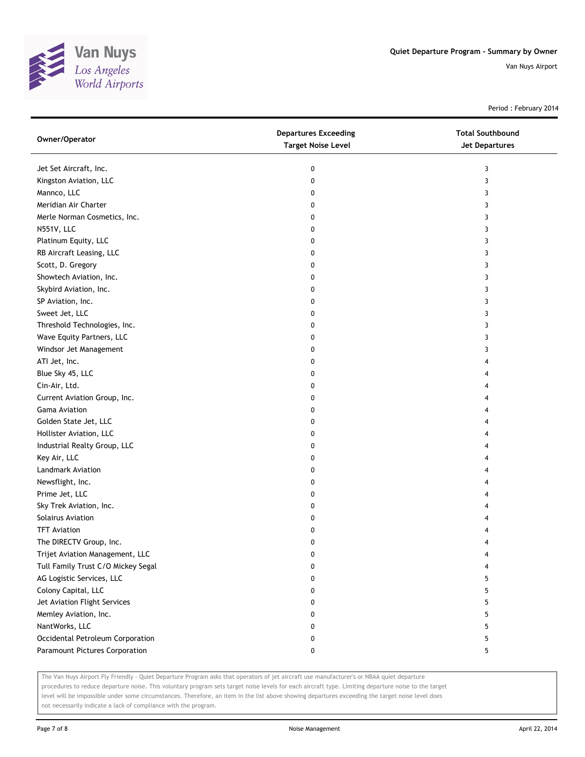## Quiet Departure Program - Summary by Owner

Van Nuys Airport

Period : February 2014

| Owner/Operator | Departures Exceeding Target Noise Level | Total Southbound Jet Departures |
|---|---|---|
| Jet Set Aircraft, Inc. | 0 | 3 |
| Kingston Aviation, LLC | 0 | 3 |
| Mannco, LLC | 0 | 3 |
| Meridian Air Charter | 0 | 3 |
| Merle Norman Cosmetics, Inc. | 0 | 3 |
| N551V, LLC | 0 | 3 |
| Platinum Equity, LLC | 0 | 3 |
| RB Aircraft Leasing, LLC | 0 | 3 |
| Scott, D. Gregory | 0 | 3 |
| Showtech Aviation, Inc. | 0 | 3 |
| Skybird Aviation, Inc. | 0 | 3 |
| SP Aviation, Inc. | 0 | 3 |
| Sweet Jet, LLC | 0 | 3 |
| Threshold Technologies, Inc. | 0 | 3 |
| Wave Equity Partners, LLC | 0 | 3 |
| Windsor Jet Management | 0 | 3 |
| ATI Jet, Inc. | 0 | 4 |
| Blue Sky 45, LLC | 0 | 4 |
| Cin-Air, Ltd. | 0 | 4 |
| Current Aviation Group, Inc. | 0 | 4 |
| Gama Aviation | 0 | 4 |
| Golden State Jet, LLC | 0 | 4 |
| Hollister Aviation, LLC | 0 | 4 |
| Industrial Realty Group, LLC | 0 | 4 |
| Key Air, LLC | 0 | 4 |
| Landmark Aviation | 0 | 4 |
| Newsflight, Inc. | 0 | 4 |
| Prime Jet, LLC | 0 | 4 |
| Sky Trek Aviation, Inc. | 0 | 4 |
| Solairus Aviation | 0 | 4 |
| TFT Aviation | 0 | 4 |
| The DIRECTV Group, Inc. | 0 | 4 |
| Trijet Aviation Management, LLC | 0 | 4 |
| Tull Family Trust C/O Mickey Segal | 0 | 4 |
| AG Logistic Services, LLC | 0 | 5 |
| Colony Capital, LLC | 0 | 5 |
| Jet Aviation Flight Services | 0 | 5 |
| Memley Aviation, Inc. | 0 | 5 |
| NantWorks, LLC | 0 | 5 |
| Occidental Petroleum Corporation | 0 | 5 |
| Paramount Pictures Corporation | 0 | 5 |

The Van Nuys Airport Fly Friendly - Quiet Departure Program asks that operators of jet aircraft use manufacturer's or NBAA quiet departure procedures to reduce departure noise. This voluntary program sets target noise levels for each aircraft type. Limiting departure noise to the target level will be impossible under some circumstances. Therefore, an item in the list above showing departures exceeding the target noise level does not necessarily indicate a lack of compliance with the program.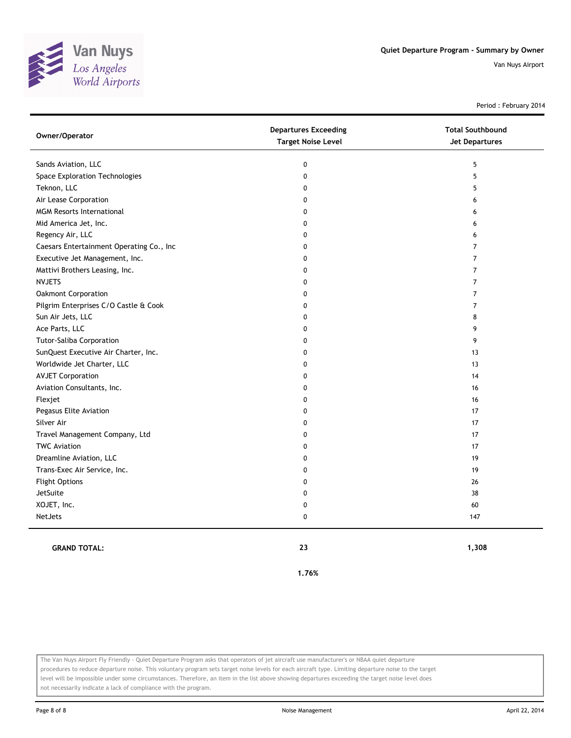Van Nuys
Los Angeles
World Airports

**Quiet Departure Program - Summary by Owner**

Van Nuys Airport

Period : February 2014

| Owner/Operator | Departures Exceeding Target Noise Level | Total Southbound Jet Departures |
|---|---|---|
| Sands Aviation, LLC | 0 | 5 |
| Space Exploration Technologies | 0 | 5 |
| Teknon, LLC | 0 | 5 |
| Air Lease Corporation | 0 | 6 |
| MGM Resorts International | 0 | 6 |
| Mid America Jet, Inc. | 0 | 6 |
| Regency Air, LLC | 0 | 6 |
| Caesars Entertainment Operating Co., Inc | 0 | 7 |
| Executive Jet Management, Inc. | 0 | 7 |
| Mattivi Brothers Leasing, Inc. | 0 | 7 |
| NVJETS | 0 | 7 |
| Oakmont Corporation | 0 | 7 |
| Pilgrim Enterprises C/O Castle & Cook | 0 | 7 |
| Sun Air Jets, LLC | 0 | 8 |
| Ace Parts, LLC | 0 | 9 |
| Tutor-Saliba Corporation | 0 | 9 |
| SunQuest Executive Air Charter, Inc. | 0 | 13 |
| Worldwide Jet Charter, LLC | 0 | 13 |
| AVJET Corporation | 0 | 14 |
| Aviation Consultants, Inc. | 0 | 16 |
| Flexjet | 0 | 16 |
| Pegasus Elite Aviation | 0 | 17 |
| Silver Air | 0 | 17 |
| Travel Management Company, Ltd | 0 | 17 |
| TWC Aviation | 0 | 17 |
| Dreamline Aviation, LLC | 0 | 19 |
| Trans-Exec Air Service, Inc. | 0 | 19 |
| Flight Options | 0 | 26 |
| JetSuite | 0 | 38 |
| XOJET, Inc. | 0 | 60 |
| NetJets | 0 | 147 |
| **GRAND TOTAL:** | **23** | **1,308** |
| | **1.76%** | |

The Van Nuys Airport Fly Friendly - Quiet Departure Program asks that operators of jet aircraft use manufacturer's or NBAA quiet departure procedures to reduce departure noise. This voluntary program sets target noise levels for each aircraft type. Limiting departure noise to the target level will be impossible under some circumstances. Therefore, an item in the list above showing departures exceeding the target noise level does not necessarily indicate a lack of compliance with the program.

Noise Management

April 22, 2014